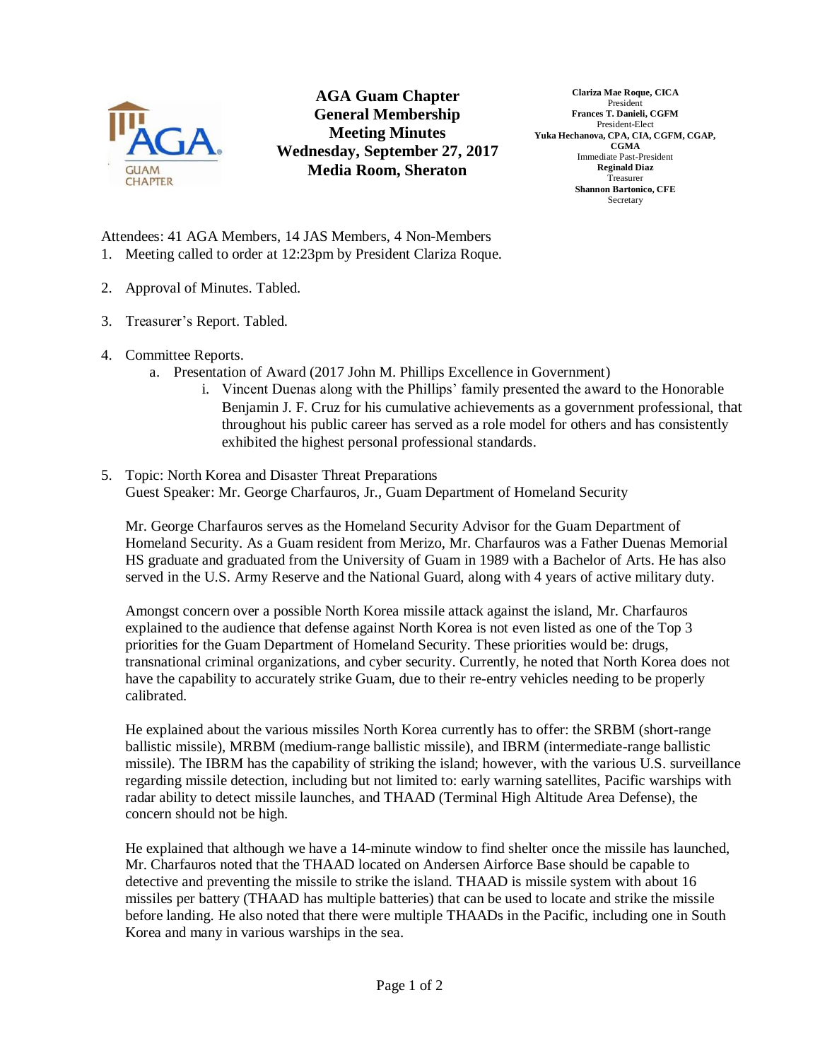# AGA Guam Chapter
## General Membership Meeting Minutes
### Wednesday, September 27, 2017
### Media Room, Sheraton

**Clariza Mae Roque, CICA**
President
**Frances T. Danieli, CGFM**
President-Elect
**Yuka Hechanova, CPA, CIA, CGFM, CGAP, CGMA**
Immediate Past-President
**Reginald Diaz**
Treasurer
**Shannon Bartonico, CFE**
Secretary

Attendees: 41 AGA Members, 14 JAS Members, 4 Non-Members

1. Meeting called to order at 12:23pm by President Clariza Roque.

2. Approval of Minutes. Tabled.

3. Treasurer's Report. Tabled.

4. Committee Reports.
   a. Presentation of Award (2017 John M. Phillips Excellence in Government)
      i. Vincent Duenas along with the Phillips' family presented the award to the Honorable Benjamin J. F. Cruz for his cumulative achievements as a government professional, that throughout his public career has served as a role model for others and has consistently exhibited the highest personal professional standards.

5. Topic: North Korea and Disaster Threat Preparations
   Guest Speaker: Mr. George Charfauros, Jr., Guam Department of Homeland Security

   Mr. George Charfauros serves as the Homeland Security Advisor for the Guam Department of Homeland Security. As a Guam resident from Merizo, Mr. Charfauros was a Father Duenas Memorial HS graduate and graduated from the University of Guam in 1989 with a Bachelor of Arts. He has also served in the U.S. Army Reserve and the National Guard, along with 4 years of active military duty.

   Amongst concern over a possible North Korea missile attack against the island, Mr. Charfauros explained to the audience that defense against North Korea is not even listed as one of the Top 3 priorities for the Guam Department of Homeland Security. These priorities would be: drugs, transnational criminal organizations, and cyber security. Currently, he noted that North Korea does not have the capability to accurately strike Guam, due to their re-entry vehicles needing to be properly calibrated.

   He explained about the various missiles North Korea currently has to offer: the SRBM (short-range ballistic missile), MRBM (medium-range ballistic missile), and IBRM (intermediate-range ballistic missile). The IBRM has the capability of striking the island; however, with the various U.S. surveillance regarding missile detection, including but not limited to: early warning satellites, Pacific warships with radar ability to detect missile launches, and THAAD (Terminal High Altitude Area Defense), the concern should not be high.

   He explained that although we have a 14-minute window to find shelter once the missile has launched, Mr. Charfauros noted that the THAAD located on Andersen Airforce Base should be capable to detective and preventing the missile to strike the island. THAAD is missile system with about 16 missiles per battery (THAAD has multiple batteries) that can be used to locate and strike the missile before landing. He also noted that there were multiple THAADs in the Pacific, including one in South Korea and many in various warships in the sea.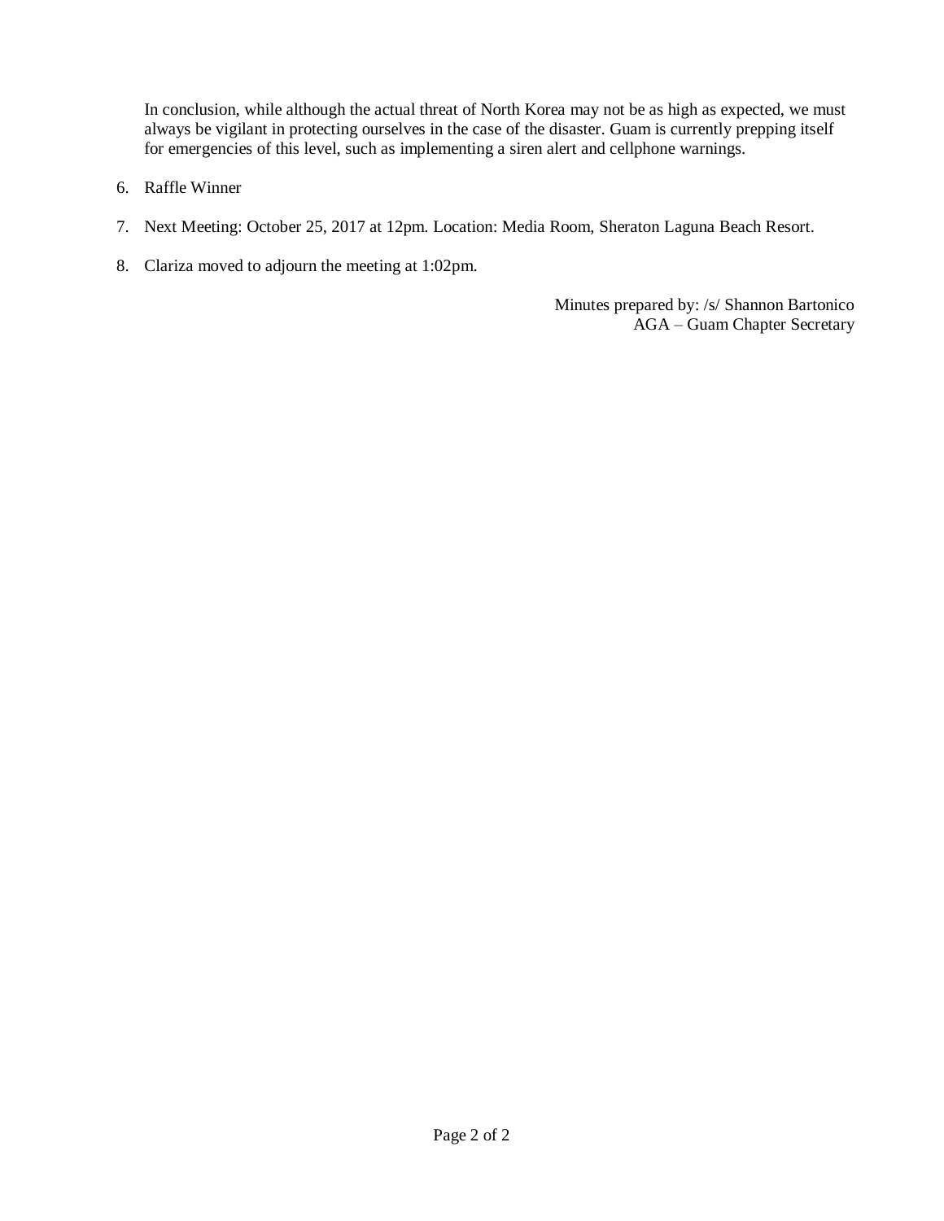In conclusion, while although the actual threat of North Korea may not be as high as expected, we must always be vigilant in protecting ourselves in the case of the disaster. Guam is currently prepping itself for emergencies of this level, such as implementing a siren alert and cellphone warnings.

6. Raffle Winner

7. Next Meeting: October 25, 2017 at 12pm. Location: Media Room, Sheraton Laguna Beach Resort.

8. Clariza moved to adjourn the meeting at 1:02pm.

Minutes prepared by: /s/ Shannon Bartonico
AGA – Guam Chapter Secretary